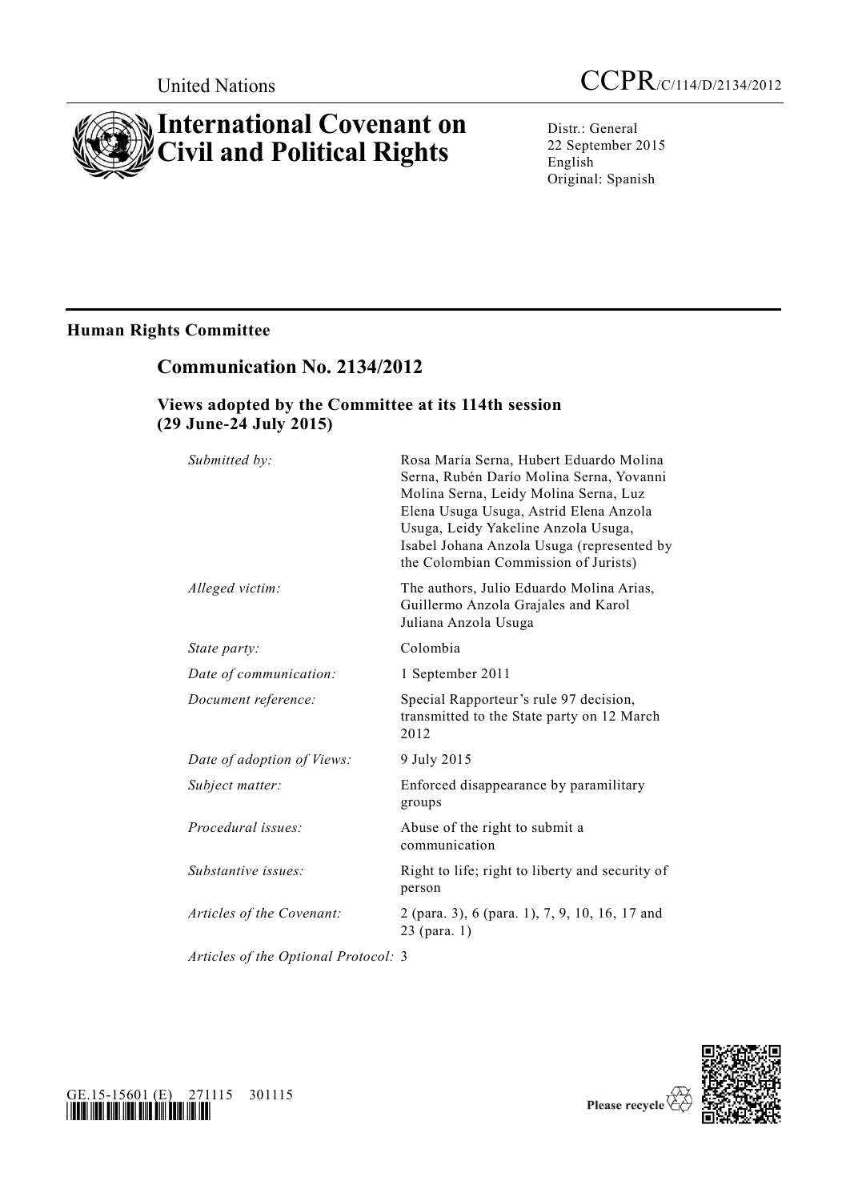United Nations

CCPR/C/114/D/2134/2012

# International Covenant on Civil and Political Rights

Distr.: General
22 September 2015
English
Original: Spanish

## Human Rights Committee

## Communication No. 2134/2012

### Views adopted by the Committee at its 114th session (29 June-24 July 2015)

| | |
|---|---|
| *Submitted by:* | Rosa María Serna, Hubert Eduardo Molina Serna, Rubén Darío Molina Serna, Yovanni Molina Serna, Leidy Molina Serna, Luz Elena Usuga Usuga, Astrid Elena Anzola Usuga, Leidy Yakeline Anzola Usuga, Isabel Johana Anzola Usuga (represented by the Colombian Commission of Jurists) |
| *Alleged victim:* | The authors, Julio Eduardo Molina Arias, Guillermo Anzola Grajales and Karol Juliana Anzola Usuga |
| *State party:* | Colombia |
| *Date of communication:* | 1 September 2011 |
| *Document reference:* | Special Rapporteur's rule 97 decision, transmitted to the State party on 12 March 2012 |
| *Date of adoption of Views:* | 9 July 2015 |
| *Subject matter:* | Enforced disappearance by paramilitary groups |
| *Procedural issues:* | Abuse of the right to submit a communication |
| *Substantive issues:* | Right to life; right to liberty and security of person |
| *Articles of the Covenant:* | 2 (para. 3), 6 (para. 1), 7, 9, 10, 16, 17 and 23 (para. 1) |
| *Articles of the Optional Protocol:* | 3 |

GE.15-15601 (E) 271115 301115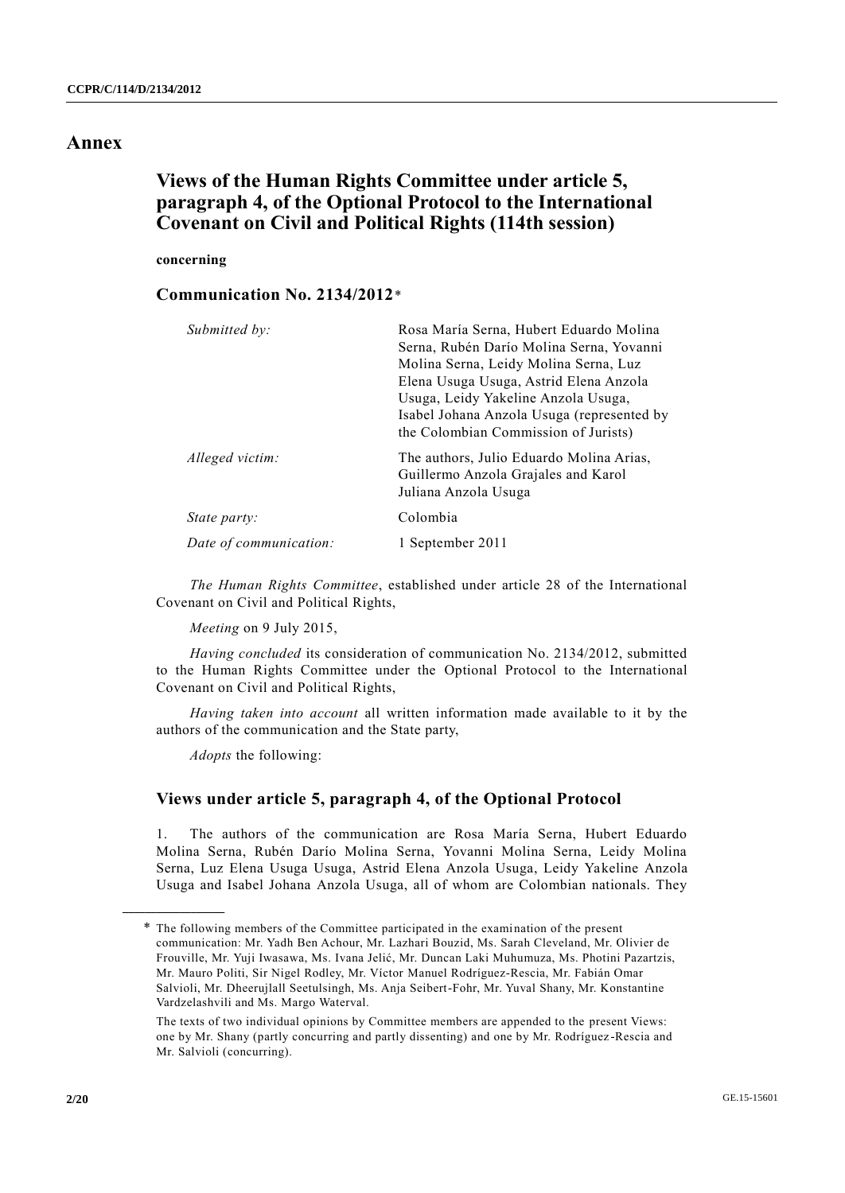# Annex

## Views of the Human Rights Committee under article 5, paragraph 4, of the Optional Protocol to the International Covenant on Civil and Political Rights (114th session)

**concerning**

### Communication No. 2134/2012*

| | |
|---|---|
| *Submitted by:* | Rosa María Serna, Hubert Eduardo Molina Serna, Rubén Darío Molina Serna, Yovanni Molina Serna, Leidy Molina Serna, Luz Elena Usuga Usuga, Astrid Elena Anzola Usuga, Leidy Yakeline Anzola Usuga, Isabel Johana Anzola Usuga (represented by the Colombian Commission of Jurists) |
| *Alleged victim:* | The authors, Julio Eduardo Molina Arias, Guillermo Anzola Grajales and Karol Juliana Anzola Usuga |
| *State party:* | Colombia |
| *Date of communication:* | 1 September 2011 |

*The Human Rights Committee*, established under article 28 of the International Covenant on Civil and Political Rights,

*Meeting* on 9 July 2015,

*Having concluded* its consideration of communication No. 2134/2012, submitted to the Human Rights Committee under the Optional Protocol to the International Covenant on Civil and Political Rights,

*Having taken into account* all written information made available to it by the authors of the communication and the State party,

*Adopts* the following:

### Views under article 5, paragraph 4, of the Optional Protocol

1. The authors of the communication are Rosa María Serna, Hubert Eduardo Molina Serna, Rubén Darío Molina Serna, Yovanni Molina Serna, Leidy Molina Serna, Luz Elena Usuga Usuga, Astrid Elena Anzola Usuga, Leidy Yakeline Anzola Usuga and Isabel Johana Anzola Usuga, all of whom are Colombian nationals. They

---

\* The following members of the Committee participated in the examination of the present communication: Mr. Yadh Ben Achour, Mr. Lazhari Bouzid, Ms. Sarah Cleveland, Mr. Olivier de Frouville, Mr. Yuji Iwasawa, Ms. Ivana Jelić, Mr. Duncan Laki Muhumuza, Ms. Photini Pazartzis, Mr. Mauro Politi, Sir Nigel Rodley, Mr. Víctor Manuel Rodríguez-Rescia, Mr. Fabián Omar Salvioli, Mr. Dheerujlall Seetulsingh, Ms. Anja Seibert-Fohr, Mr. Yuval Shany, Mr. Konstantine Vardzelashvili and Ms. Margo Waterval.

The texts of two individual opinions by Committee members are appended to the present Views: one by Mr. Shany (partly concurring and partly dissenting) and one by Mr. Rodríguez-Rescia and Mr. Salvioli (concurring).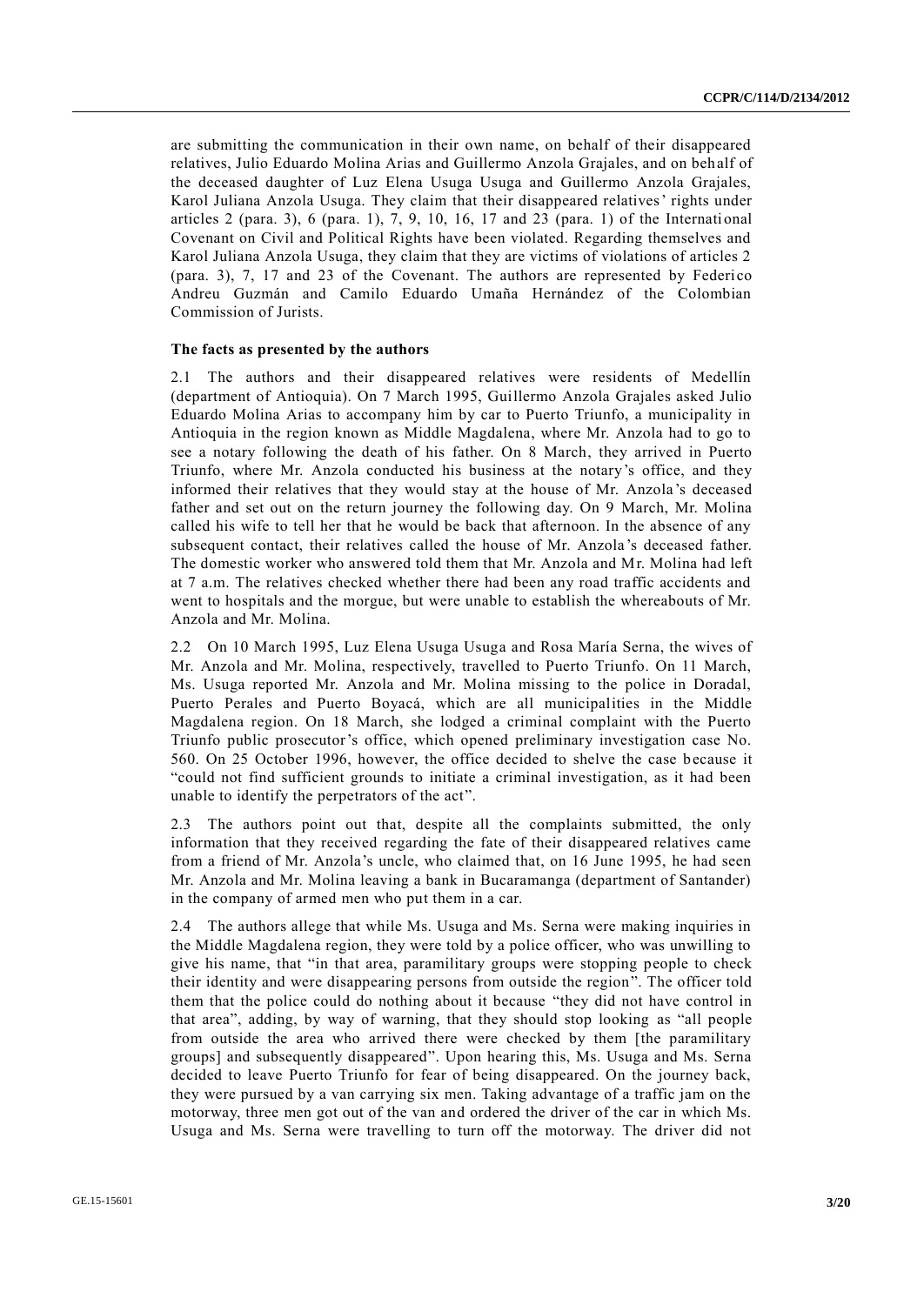are submitting the communication in their own name, on behalf of their disappeared relatives, Julio Eduardo Molina Arias and Guillermo Anzola Grajales, and on behalf of the deceased daughter of Luz Elena Usuga Usuga and Guillermo Anzola Grajales, Karol Juliana Anzola Usuga. They claim that their disappeared relatives' rights under articles 2 (para. 3), 6 (para. 1), 7, 9, 10, 16, 17 and 23 (para. 1) of the International Covenant on Civil and Political Rights have been violated. Regarding themselves and Karol Juliana Anzola Usuga, they claim that they are victims of violations of articles 2 (para. 3), 7, 17 and 23 of the Covenant. The authors are represented by Federico Andreu Guzmán and Camilo Eduardo Umaña Hernández of the Colombian Commission of Jurists.

### The facts as presented by the authors

2.1 The authors and their disappeared relatives were residents of Medellín (department of Antioquia). On 7 March 1995, Guillermo Anzola Grajales asked Julio Eduardo Molina Arias to accompany him by car to Puerto Triunfo, a municipality in Antioquia in the region known as Middle Magdalena, where Mr. Anzola had to go to see a notary following the death of his father. On 8 March, they arrived in Puerto Triunfo, where Mr. Anzola conducted his business at the notary's office, and they informed their relatives that they would stay at the house of Mr. Anzola's deceased father and set out on the return journey the following day. On 9 March, Mr. Molina called his wife to tell her that he would be back that afternoon. In the absence of any subsequent contact, their relatives called the house of Mr. Anzola's deceased father. The domestic worker who answered told them that Mr. Anzola and Mr. Molina had left at 7 a.m. The relatives checked whether there had been any road traffic accidents and went to hospitals and the morgue, but were unable to establish the whereabouts of Mr. Anzola and Mr. Molina.

2.2 On 10 March 1995, Luz Elena Usuga Usuga and Rosa María Serna, the wives of Mr. Anzola and Mr. Molina, respectively, travelled to Puerto Triunfo. On 11 March, Ms. Usuga reported Mr. Anzola and Mr. Molina missing to the police in Doradal, Puerto Perales and Puerto Boyacá, which are all municipalities in the Middle Magdalena region. On 18 March, she lodged a criminal complaint with the Puerto Triunfo public prosecutor's office, which opened preliminary investigation case No. 560. On 25 October 1996, however, the office decided to shelve the case because it "could not find sufficient grounds to initiate a criminal investigation, as it had been unable to identify the perpetrators of the act".

2.3 The authors point out that, despite all the complaints submitted, the only information that they received regarding the fate of their disappeared relatives came from a friend of Mr. Anzola's uncle, who claimed that, on 16 June 1995, he had seen Mr. Anzola and Mr. Molina leaving a bank in Bucaramanga (department of Santander) in the company of armed men who put them in a car.

2.4 The authors allege that while Ms. Usuga and Ms. Serna were making inquiries in the Middle Magdalena region, they were told by a police officer, who was unwilling to give his name, that "in that area, paramilitary groups were stopping people to check their identity and were disappearing persons from outside the region". The officer told them that the police could do nothing about it because "they did not have control in that area", adding, by way of warning, that they should stop looking as "all people from outside the area who arrived there were checked by them [the paramilitary groups] and subsequently disappeared". Upon hearing this, Ms. Usuga and Ms. Serna decided to leave Puerto Triunfo for fear of being disappeared. On the journey back, they were pursued by a van carrying six men. Taking advantage of a traffic jam on the motorway, three men got out of the van and ordered the driver of the car in which Ms. Usuga and Ms. Serna were travelling to turn off the motorway. The driver did not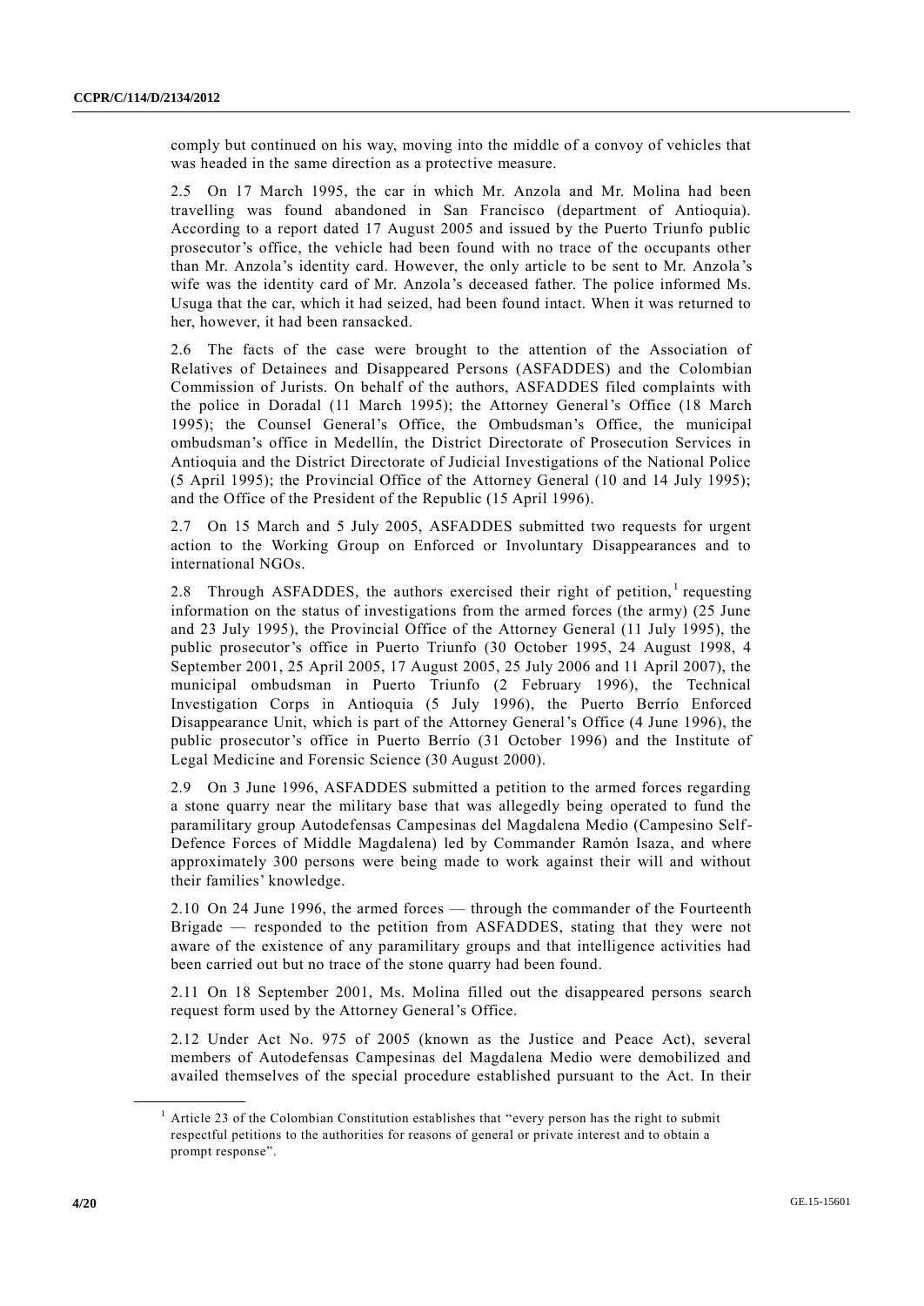comply but continued on his way, moving into the middle of a convoy of vehicles that was headed in the same direction as a protective measure.

2.5 On 17 March 1995, the car in which Mr. Anzola and Mr. Molina had been travelling was found abandoned in San Francisco (department of Antioquia). According to a report dated 17 August 2005 and issued by the Puerto Triunfo public prosecutor's office, the vehicle had been found with no trace of the occupants other than Mr. Anzola's identity card. However, the only article to be sent to Mr. Anzola's wife was the identity card of Mr. Anzola's deceased father. The police informed Ms. Usuga that the car, which it had seized, had been found intact. When it was returned to her, however, it had been ransacked.

2.6 The facts of the case were brought to the attention of the Association of Relatives of Detainees and Disappeared Persons (ASFADDES) and the Colombian Commission of Jurists. On behalf of the authors, ASFADDES filed complaints with the police in Doradal (11 March 1995); the Attorney General's Office (18 March 1995); the Counsel General's Office, the Ombudsman's Office, the municipal ombudsman's office in Medellín, the District Directorate of Prosecution Services in Antioquia and the District Directorate of Judicial Investigations of the National Police (5 April 1995); the Provincial Office of the Attorney General (10 and 14 July 1995); and the Office of the President of the Republic (15 April 1996).

2.7 On 15 March and 5 July 2005, ASFADDES submitted two requests for urgent action to the Working Group on Enforced or Involuntary Disappearances and to international NGOs.

2.8 Through ASFADDES, the authors exercised their right of petition,[1] requesting information on the status of investigations from the armed forces (the army) (25 June and 23 July 1995), the Provincial Office of the Attorney General (11 July 1995), the public prosecutor's office in Puerto Triunfo (30 October 1995, 24 August 1998, 4 September 2001, 25 April 2005, 17 August 2005, 25 July 2006 and 11 April 2007), the municipal ombudsman in Puerto Triunfo (2 February 1996), the Technical Investigation Corps in Antioquia (5 July 1996), the Puerto Berrío Enforced Disappearance Unit, which is part of the Attorney General's Office (4 June 1996), the public prosecutor's office in Puerto Berrío (31 October 1996) and the Institute of Legal Medicine and Forensic Science (30 August 2000).

2.9 On 3 June 1996, ASFADDES submitted a petition to the armed forces regarding a stone quarry near the military base that was allegedly being operated to fund the paramilitary group Autodefensas Campesinas del Magdalena Medio (Campesino Self-Defence Forces of Middle Magdalena) led by Commander Ramón Isaza, and where approximately 300 persons were being made to work against their will and without their families' knowledge.

2.10 On 24 June 1996, the armed forces — through the commander of the Fourteenth Brigade — responded to the petition from ASFADDES, stating that they were not aware of the existence of any paramilitary groups and that intelligence activities had been carried out but no trace of the stone quarry had been found.

2.11 On 18 September 2001, Ms. Molina filled out the disappeared persons search request form used by the Attorney General's Office.

2.12 Under Act No. 975 of 2005 (known as the Justice and Peace Act), several members of Autodefensas Campesinas del Magdalena Medio were demobilized and availed themselves of the special procedure established pursuant to the Act. In their

---

[1] Article 23 of the Colombian Constitution establishes that "every person has the right to submit respectful petitions to the authorities for reasons of general or private interest and to obtain a prompt response".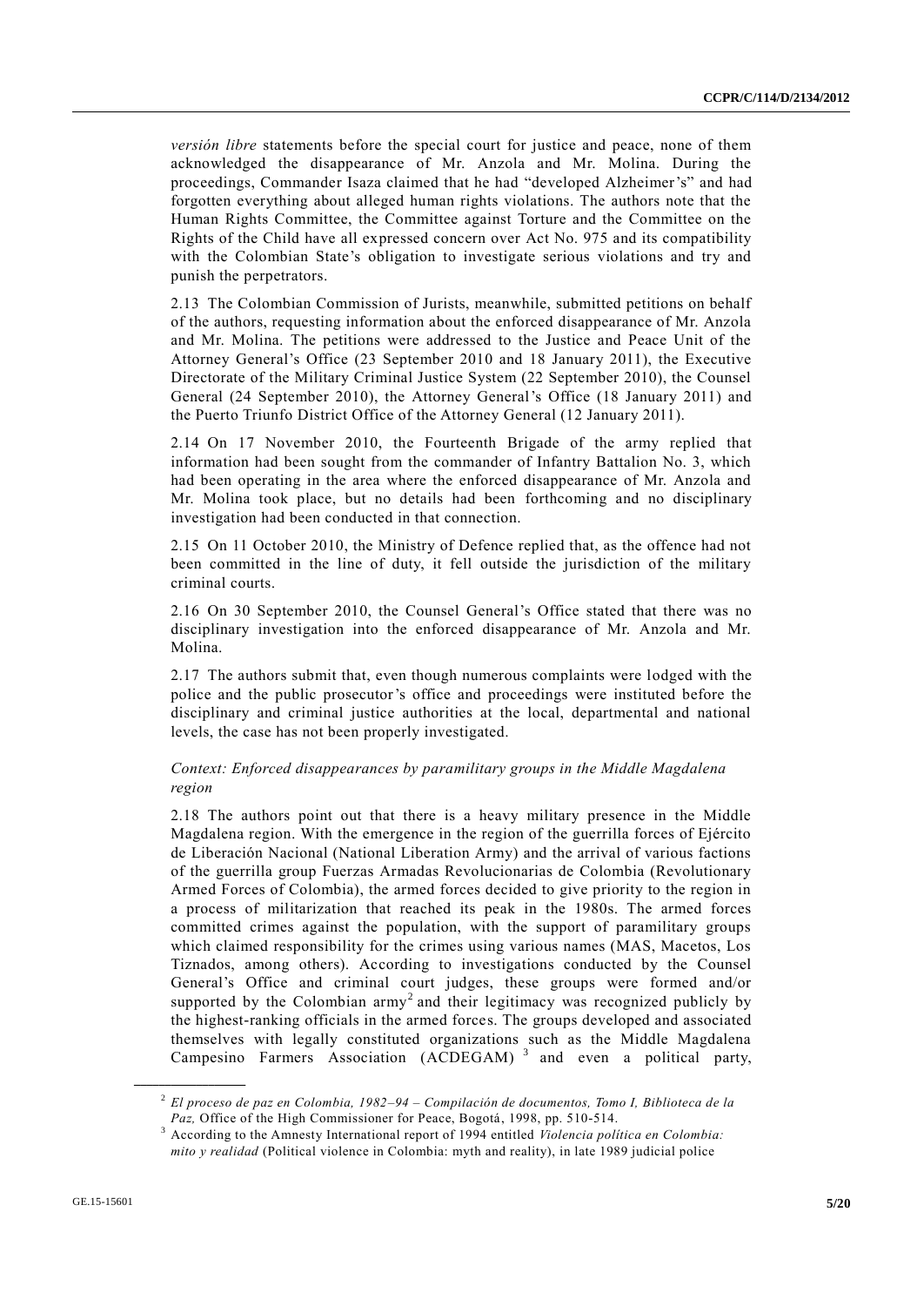*versión libre* statements before the special court for justice and peace, none of them acknowledged the disappearance of Mr. Anzola and Mr. Molina. During the proceedings, Commander Isaza claimed that he had "developed Alzheimer's" and had forgotten everything about alleged human rights violations. The authors note that the Human Rights Committee, the Committee against Torture and the Committee on the Rights of the Child have all expressed concern over Act No. 975 and its compatibility with the Colombian State's obligation to investigate serious violations and try and punish the perpetrators.

2.13 The Colombian Commission of Jurists, meanwhile, submitted petitions on behalf of the authors, requesting information about the enforced disappearance of Mr. Anzola and Mr. Molina. The petitions were addressed to the Justice and Peace Unit of the Attorney General's Office (23 September 2010 and 18 January 2011), the Executive Directorate of the Military Criminal Justice System (22 September 2010), the Counsel General (24 September 2010), the Attorney General's Office (18 January 2011) and the Puerto Triunfo District Office of the Attorney General (12 January 2011).

2.14 On 17 November 2010, the Fourteenth Brigade of the army replied that information had been sought from the commander of Infantry Battalion No. 3, which had been operating in the area where the enforced disappearance of Mr. Anzola and Mr. Molina took place, but no details had been forthcoming and no disciplinary investigation had been conducted in that connection.

2.15 On 11 October 2010, the Ministry of Defence replied that, as the offence had not been committed in the line of duty, it fell outside the jurisdiction of the military criminal courts.

2.16 On 30 September 2010, the Counsel General's Office stated that there was no disciplinary investigation into the enforced disappearance of Mr. Anzola and Mr. Molina.

2.17 The authors submit that, even though numerous complaints were lodged with the police and the public prosecutor's office and proceedings were instituted before the disciplinary and criminal justice authorities at the local, departmental and national levels, the case has not been properly investigated.

*Context: Enforced disappearances by paramilitary groups in the Middle Magdalena region*

2.18 The authors point out that there is a heavy military presence in the Middle Magdalena region. With the emergence in the region of the guerrilla forces of Ejército de Liberación Nacional (National Liberation Army) and the arrival of various factions of the guerrilla group Fuerzas Armadas Revolucionarias de Colombia (Revolutionary Armed Forces of Colombia), the armed forces decided to give priority to the region in a process of militarization that reached its peak in the 1980s. The armed forces committed crimes against the population, with the support of paramilitary groups which claimed responsibility for the crimes using various names (MAS, Macetos, Los Tiznados, among others). According to investigations conducted by the Counsel General's Office and criminal court judges, these groups were formed and/or supported by the Colombian army[2] and their legitimacy was recognized publicly by the highest-ranking officials in the armed forces. The groups developed and associated themselves with legally constituted organizations such as the Middle Magdalena Campesino Farmers Association (ACDEGAM) [3] and even a political party,

---

[2] *El proceso de paz en Colombia, 1982–94 – Compilación de documentos, Tomo I, Biblioteca de la Paz,* Office of the High Commissioner for Peace, Bogotá, 1998, pp. 510-514.

[3] According to the Amnesty International report of 1994 entitled *Violencia política en Colombia: mito y realidad* (Political violence in Colombia: myth and reality), in late 1989 judicial police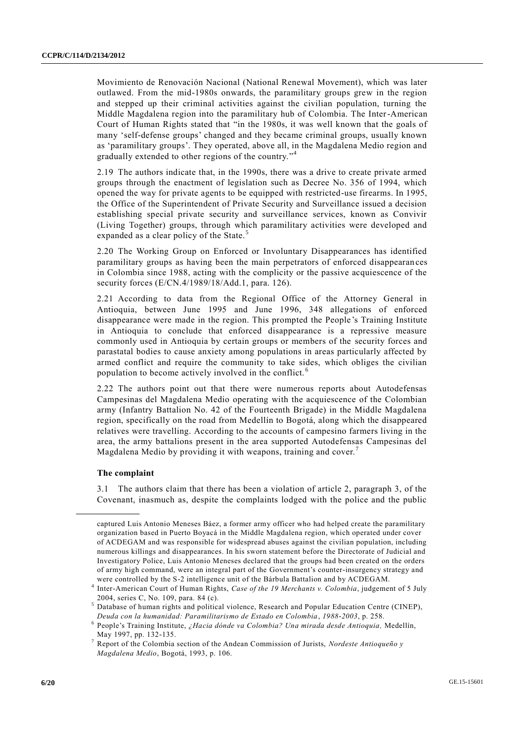Movimiento de Renovación Nacional (National Renewal Movement), which was later outlawed. From the mid-1980s onwards, the paramilitary groups grew in the region and stepped up their criminal activities against the civilian population, turning the Middle Magdalena region into the paramilitary hub of Colombia. The Inter-American Court of Human Rights stated that "in the 1980s, it was well known that the goals of many 'self-defense groups' changed and they became criminal groups, usually known as 'paramilitary groups'. They operated, above all, in the Magdalena Medio region and gradually extended to other regions of the country."[4]

2.19 The authors indicate that, in the 1990s, there was a drive to create private armed groups through the enactment of legislation such as Decree No. 356 of 1994, which opened the way for private agents to be equipped with restricted-use firearms. In 1995, the Office of the Superintendent of Private Security and Surveillance issued a decision establishing special private security and surveillance services, known as Convivir (Living Together) groups, through which paramilitary activities were developed and expanded as a clear policy of the State.[5]

2.20 The Working Group on Enforced or Involuntary Disappearances has identified paramilitary groups as having been the main perpetrators of enforced disappearances in Colombia since 1988, acting with the complicity or the passive acquiescence of the security forces (E/CN.4/1989/18/Add.1, para. 126).

2.21 According to data from the Regional Office of the Attorney General in Antioquia, between June 1995 and June 1996, 348 allegations of enforced disappearance were made in the region. This prompted the People's Training Institute in Antioquia to conclude that enforced disappearance is a repressive measure commonly used in Antioquia by certain groups or members of the security forces and parastatal bodies to cause anxiety among populations in areas particularly affected by armed conflict and require the community to take sides, which obliges the civilian population to become actively involved in the conflict.[6]

2.22 The authors point out that there were numerous reports about Autodefensas Campesinas del Magdalena Medio operating with the acquiescence of the Colombian army (Infantry Battalion No. 42 of the Fourteenth Brigade) in the Middle Magdalena region, specifically on the road from Medellín to Bogotá, along which the disappeared relatives were travelling. According to the accounts of campesino farmers living in the area, the army battalions present in the area supported Autodefensas Campesinas del Magdalena Medio by providing it with weapons, training and cover.[7]

### The complaint

3.1 The authors claim that there has been a violation of article 2, paragraph 3, of the Covenant, inasmuch as, despite the complaints lodged with the police and the public

---

captured Luis Antonio Meneses Báez, a former army officer who had helped create the paramilitary organization based in Puerto Boyacá in the Middle Magdalena region, which operated under cover of ACDEGAM and was responsible for widespread abuses against the civilian population, including numerous killings and disappearances. In his sworn statement before the Directorate of Judicial and Investigatory Police, Luis Antonio Meneses declared that the groups had been created on the orders of army high command, were an integral part of the Government's counter-insurgency strategy and were controlled by the S-2 intelligence unit of the Bárbula Battalion and by ACDEGAM.

[4] Inter-American Court of Human Rights, *Case of the 19 Merchants v. Colombia*, judgement of 5 July 2004, series C, No. 109, para. 84 (c).

[5] Database of human rights and political violence, Research and Popular Education Centre (CINEP), *Deuda con la humanidad: Paramilitarismo de Estado en Colombia*, *1988-2003*, p. 258.

[6] People's Training Institute, *¿Hacia dónde va Colombia? Una mirada desde Antioquia,* Medellín, May 1997, pp. 132-135.

[7] Report of the Colombia section of the Andean Commission of Jurists, *Nordeste Antioqueño y Magdalena Medio*, Bogotá, 1993, p. 106.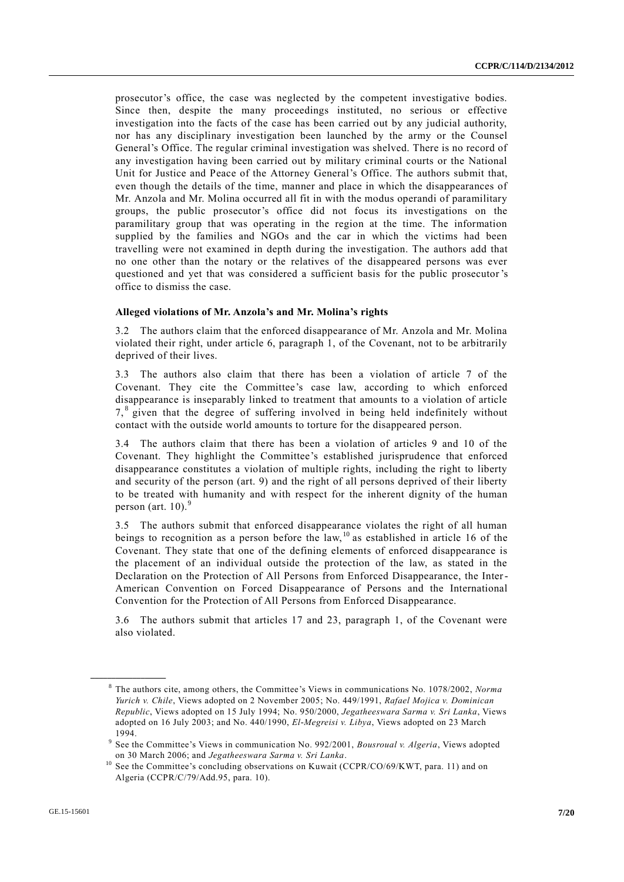prosecutor's office, the case was neglected by the competent investigative bodies. Since then, despite the many proceedings instituted, no serious or effective investigation into the facts of the case has been carried out by any judicial authority, nor has any disciplinary investigation been launched by the army or the Counsel General's Office. The regular criminal investigation was shelved. There is no record of any investigation having been carried out by military criminal courts or the National Unit for Justice and Peace of the Attorney General's Office. The authors submit that, even though the details of the time, manner and place in which the disappearances of Mr. Anzola and Mr. Molina occurred all fit in with the modus operandi of paramilitary groups, the public prosecutor's office did not focus its investigations on the paramilitary group that was operating in the region at the time. The information supplied by the families and NGOs and the car in which the victims had been travelling were not examined in depth during the investigation. The authors add that no one other than the notary or the relatives of the disappeared persons was ever questioned and yet that was considered a sufficient basis for the public prosecutor's office to dismiss the case.

**Alleged violations of Mr. Anzola's and Mr. Molina's rights**

3.2 The authors claim that the enforced disappearance of Mr. Anzola and Mr. Molina violated their right, under article 6, paragraph 1, of the Covenant, not to be arbitrarily deprived of their lives.

3.3 The authors also claim that there has been a violation of article 7 of the Covenant. They cite the Committee's case law, according to which enforced disappearance is inseparably linked to treatment that amounts to a violation of article 7,[8] given that the degree of suffering involved in being held indefinitely without contact with the outside world amounts to torture for the disappeared person.

3.4 The authors claim that there has been a violation of articles 9 and 10 of the Covenant. They highlight the Committee's established jurisprudence that enforced disappearance constitutes a violation of multiple rights, including the right to liberty and security of the person (art. 9) and the right of all persons deprived of their liberty to be treated with humanity and with respect for the inherent dignity of the human person (art. 10).[9]

3.5 The authors submit that enforced disappearance violates the right of all human beings to recognition as a person before the law,[10] as established in article 16 of the Covenant. They state that one of the defining elements of enforced disappearance is the placement of an individual outside the protection of the law, as stated in the Declaration on the Protection of All Persons from Enforced Disappearance, the Inter-American Convention on Forced Disappearance of Persons and the International Convention for the Protection of All Persons from Enforced Disappearance.

3.6 The authors submit that articles 17 and 23, paragraph 1, of the Covenant were also violated.

---

[8] The authors cite, among others, the Committee's Views in communications No. 1078/2002, *Norma Yurich v. Chile*, Views adopted on 2 November 2005; No. 449/1991, *Rafael Mojica v. Dominican Republic*, Views adopted on 15 July 1994; No. 950/2000, *Jegatheeswara Sarma v. Sri Lanka*, Views adopted on 16 July 2003; and No. 440/1990, *El-Megreisi v. Libya*, Views adopted on 23 March 1994.

[9] See the Committee's Views in communication No. 992/2001, *Bousroual v. Algeria*, Views adopted on 30 March 2006; and *Jegatheeswara Sarma v. Sri Lanka*.

[10] See the Committee's concluding observations on Kuwait (CCPR/CO/69/KWT, para. 11) and on Algeria (CCPR/C/79/Add.95, para. 10).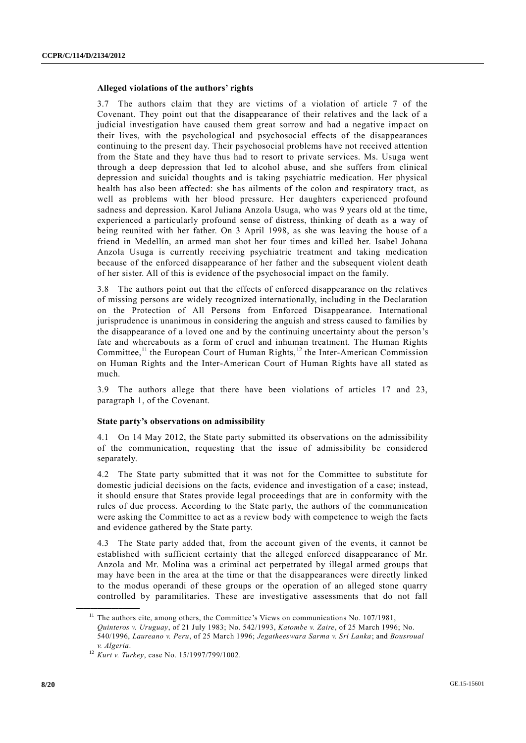### Alleged violations of the authors' rights

3.7 The authors claim that they are victims of a violation of article 7 of the Covenant. They point out that the disappearance of their relatives and the lack of a judicial investigation have caused them great sorrow and had a negative impact on their lives, with the psychological and psychosocial effects of the disappearances continuing to the present day. Their psychosocial problems have not received attention from the State and they have thus had to resort to private services. Ms. Usuga went through a deep depression that led to alcohol abuse, and she suffers from clinical depression and suicidal thoughts and is taking psychiatric medication. Her physical health has also been affected: she has ailments of the colon and respiratory tract, as well as problems with her blood pressure. Her daughters experienced profound sadness and depression. Karol Juliana Anzola Usuga, who was 9 years old at the time, experienced a particularly profound sense of distress, thinking of death as a way of being reunited with her father. On 3 April 1998, as she was leaving the house of a friend in Medellín, an armed man shot her four times and killed her. Isabel Johana Anzola Usuga is currently receiving psychiatric treatment and taking medication because of the enforced disappearance of her father and the subsequent violent death of her sister. All of this is evidence of the psychosocial impact on the family.

3.8 The authors point out that the effects of enforced disappearance on the relatives of missing persons are widely recognized internationally, including in the Declaration on the Protection of All Persons from Enforced Disappearance. International jurisprudence is unanimous in considering the anguish and stress caused to families by the disappearance of a loved one and by the continuing uncertainty about the person's fate and whereabouts as a form of cruel and inhuman treatment. The Human Rights Committee,[11] the European Court of Human Rights,[12] the Inter-American Commission on Human Rights and the Inter-American Court of Human Rights have all stated as much.

3.9 The authors allege that there have been violations of articles 17 and 23, paragraph 1, of the Covenant.

### State party's observations on admissibility

4.1 On 14 May 2012, the State party submitted its observations on the admissibility of the communication, requesting that the issue of admissibility be considered separately.

4.2 The State party submitted that it was not for the Committee to substitute for domestic judicial decisions on the facts, evidence and investigation of a case; instead, it should ensure that States provide legal proceedings that are in conformity with the rules of due process. According to the State party, the authors of the communication were asking the Committee to act as a review body with competence to weigh the facts and evidence gathered by the State party.

4.3 The State party added that, from the account given of the events, it cannot be established with sufficient certainty that the alleged enforced disappearance of Mr. Anzola and Mr. Molina was a criminal act perpetrated by illegal armed groups that may have been in the area at the time or that the disappearances were directly linked to the modus operandi of these groups or the operation of an alleged stone quarry controlled by paramilitaries. These are investigative assessments that do not fall

---

[11] The authors cite, among others, the Committee's Views on communications No. 107/1981, *Quinteros v. Uruguay*, of 21 July 1983; No. 542/1993, *Katombe v. Zaire*, of 25 March 1996; No. 540/1996, *Laureano v. Peru*, of 25 March 1996; *Jegatheeswara Sarma v. Sri Lanka*; and *Bousroual v. Algeria*.

[12] *Kurt v. Turkey*, case No. 15/1997/799/1002.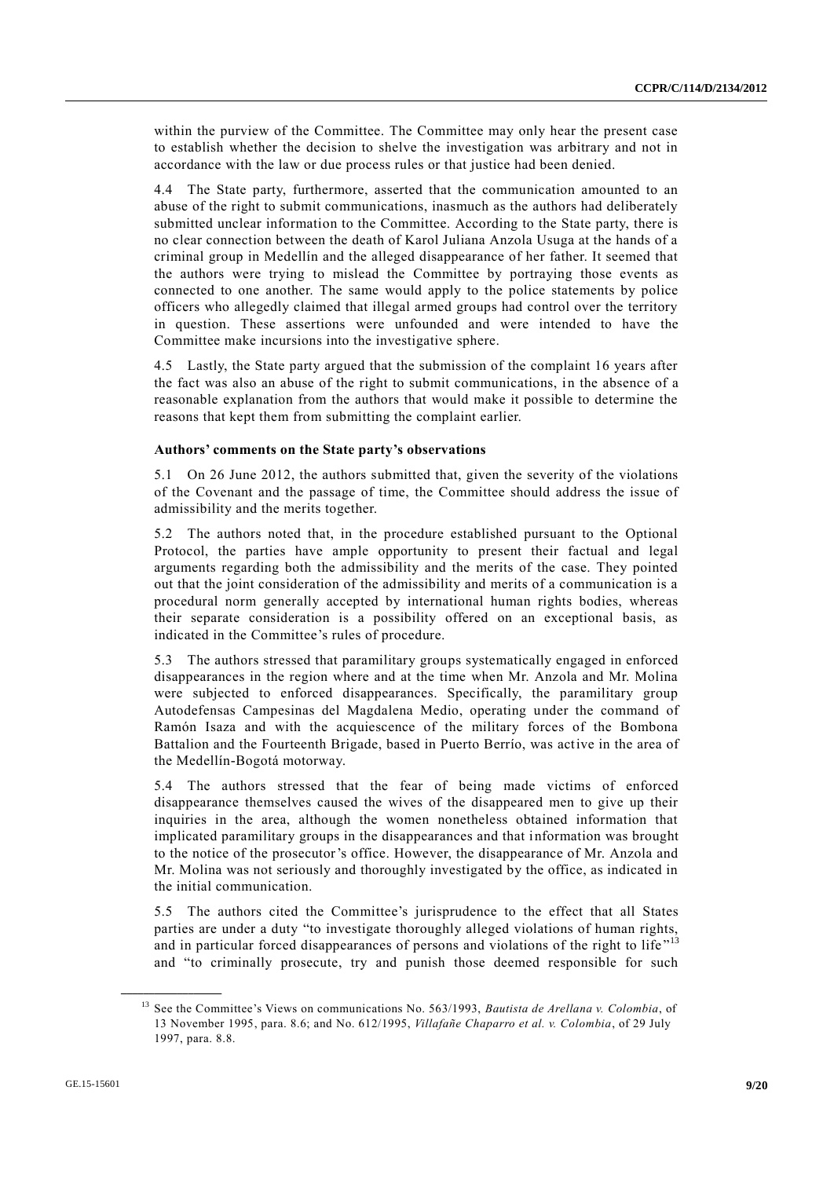within the purview of the Committee. The Committee may only hear the present case to establish whether the decision to shelve the investigation was arbitrary and not in accordance with the law or due process rules or that justice had been denied.

4.4 The State party, furthermore, asserted that the communication amounted to an abuse of the right to submit communications, inasmuch as the authors had deliberately submitted unclear information to the Committee. According to the State party, there is no clear connection between the death of Karol Juliana Anzola Usuga at the hands of a criminal group in Medellín and the alleged disappearance of her father. It seemed that the authors were trying to mislead the Committee by portraying those events as connected to one another. The same would apply to the police statements by police officers who allegedly claimed that illegal armed groups had control over the territory in question. These assertions were unfounded and were intended to have the Committee make incursions into the investigative sphere.

4.5 Lastly, the State party argued that the submission of the complaint 16 years after the fact was also an abuse of the right to submit communications, in the absence of a reasonable explanation from the authors that would make it possible to determine the reasons that kept them from submitting the complaint earlier.

### Authors' comments on the State party's observations

5.1 On 26 June 2012, the authors submitted that, given the severity of the violations of the Covenant and the passage of time, the Committee should address the issue of admissibility and the merits together.

5.2 The authors noted that, in the procedure established pursuant to the Optional Protocol, the parties have ample opportunity to present their factual and legal arguments regarding both the admissibility and the merits of the case. They pointed out that the joint consideration of the admissibility and merits of a communication is a procedural norm generally accepted by international human rights bodies, whereas their separate consideration is a possibility offered on an exceptional basis, as indicated in the Committee's rules of procedure.

5.3 The authors stressed that paramilitary groups systematically engaged in enforced disappearances in the region where and at the time when Mr. Anzola and Mr. Molina were subjected to enforced disappearances. Specifically, the paramilitary group Autodefensas Campesinas del Magdalena Medio, operating under the command of Ramón Isaza and with the acquiescence of the military forces of the Bombona Battalion and the Fourteenth Brigade, based in Puerto Berrío, was active in the area of the Medellín-Bogotá motorway.

5.4 The authors stressed that the fear of being made victims of enforced disappearance themselves caused the wives of the disappeared men to give up their inquiries in the area, although the women nonetheless obtained information that implicated paramilitary groups in the disappearances and that information was brought to the notice of the prosecutor's office. However, the disappearance of Mr. Anzola and Mr. Molina was not seriously and thoroughly investigated by the office, as indicated in the initial communication.

5.5 The authors cited the Committee's jurisprudence to the effect that all States parties are under a duty "to investigate thoroughly alleged violations of human rights, and in particular forced disappearances of persons and violations of the right to life"[13] and "to criminally prosecute, try and punish those deemed responsible for such

---

[13] See the Committee's Views on communications No. 563/1993, *Bautista de Arellana v. Colombia*, of 13 November 1995, para. 8.6; and No. 612/1995, *Villafañe Chaparro et al. v. Colombia*, of 29 July 1997, para. 8.8.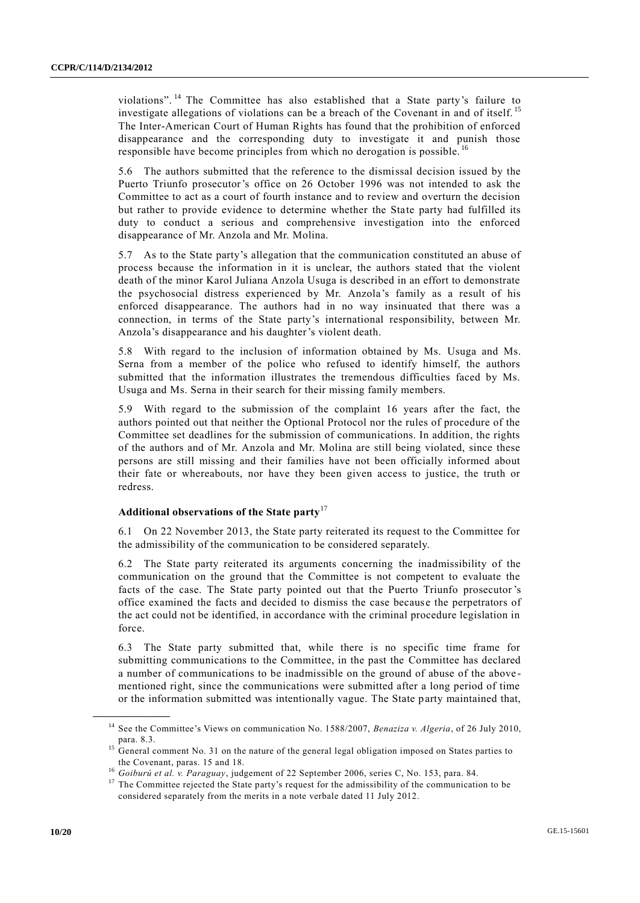violations".[14] The Committee has also established that a State party's failure to investigate allegations of violations can be a breach of the Covenant in and of itself.[15] The Inter-American Court of Human Rights has found that the prohibition of enforced disappearance and the corresponding duty to investigate it and punish those responsible have become principles from which no derogation is possible.[16]

5.6 The authors submitted that the reference to the dismissal decision issued by the Puerto Triunfo prosecutor's office on 26 October 1996 was not intended to ask the Committee to act as a court of fourth instance and to review and overturn the decision but rather to provide evidence to determine whether the State party had fulfilled its duty to conduct a serious and comprehensive investigation into the enforced disappearance of Mr. Anzola and Mr. Molina.

5.7 As to the State party's allegation that the communication constituted an abuse of process because the information in it is unclear, the authors stated that the violent death of the minor Karol Juliana Anzola Usuga is described in an effort to demonstrate the psychosocial distress experienced by Mr. Anzola's family as a result of his enforced disappearance. The authors had in no way insinuated that there was a connection, in terms of the State party's international responsibility, between Mr. Anzola's disappearance and his daughter's violent death.

5.8 With regard to the inclusion of information obtained by Ms. Usuga and Ms. Serna from a member of the police who refused to identify himself, the authors submitted that the information illustrates the tremendous difficulties faced by Ms. Usuga and Ms. Serna in their search for their missing family members.

5.9 With regard to the submission of the complaint 16 years after the fact, the authors pointed out that neither the Optional Protocol nor the rules of procedure of the Committee set deadlines for the submission of communications. In addition, the rights of the authors and of Mr. Anzola and Mr. Molina are still being violated, since these persons are still missing and their families have not been officially informed about their fate or whereabouts, nor have they been given access to justice, the truth or redress.

### Additional observations of the State party[17]

6.1 On 22 November 2013, the State party reiterated its request to the Committee for the admissibility of the communication to be considered separately.

6.2 The State party reiterated its arguments concerning the inadmissibility of the communication on the ground that the Committee is not competent to evaluate the facts of the case. The State party pointed out that the Puerto Triunfo prosecutor's office examined the facts and decided to dismiss the case because the perpetrators of the act could not be identified, in accordance with the criminal procedure legislation in force.

6.3 The State party submitted that, while there is no specific time frame for submitting communications to the Committee, in the past the Committee has declared a number of communications to be inadmissible on the ground of abuse of the above-mentioned right, since the communications were submitted after a long period of time or the information submitted was intentionally vague. The State party maintained that,

---

[14] See the Committee's Views on communication No. 1588/2007, *Benaziza v. Algeria*, of 26 July 2010, para. 8.3.

[15] General comment No. 31 on the nature of the general legal obligation imposed on States parties to the Covenant, paras. 15 and 18.

[16] *Goiburú et al. v. Paraguay*, judgement of 22 September 2006, series C, No. 153, para. 84.

[17] The Committee rejected the State party's request for the admissibility of the communication to be considered separately from the merits in a note verbale dated 11 July 2012.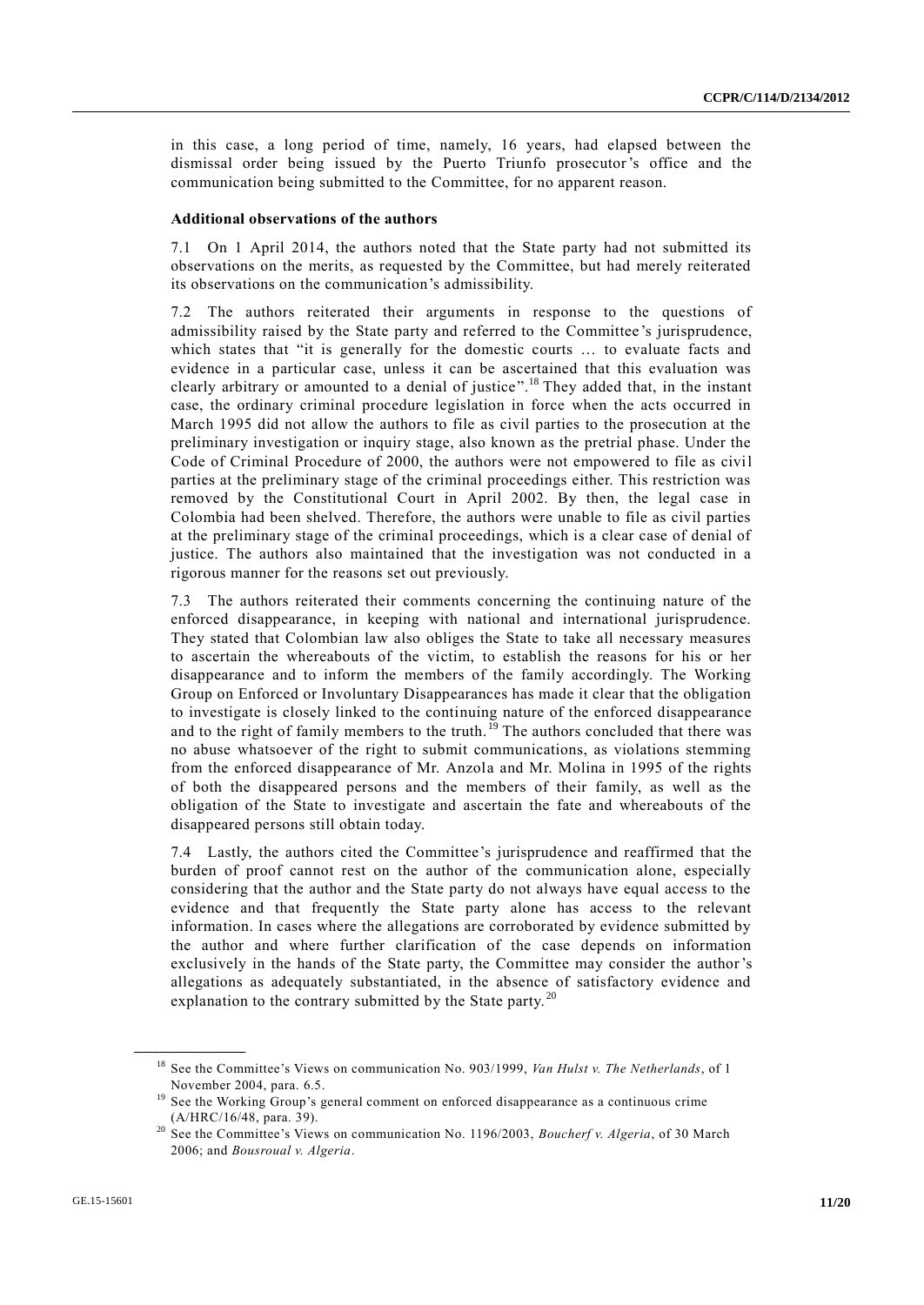in this case, a long period of time, namely, 16 years, had elapsed between the dismissal order being issued by the Puerto Triunfo prosecutor's office and the communication being submitted to the Committee, for no apparent reason.

**Additional observations of the authors**

7.1 On 1 April 2014, the authors noted that the State party had not submitted its observations on the merits, as requested by the Committee, but had merely reiterated its observations on the communication's admissibility.

7.2 The authors reiterated their arguments in response to the questions of admissibility raised by the State party and referred to the Committee's jurisprudence, which states that "it is generally for the domestic courts … to evaluate facts and evidence in a particular case, unless it can be ascertained that this evaluation was clearly arbitrary or amounted to a denial of justice".[18] They added that, in the instant case, the ordinary criminal procedure legislation in force when the acts occurred in March 1995 did not allow the authors to file as civil parties to the prosecution at the preliminary investigation or inquiry stage, also known as the pretrial phase. Under the Code of Criminal Procedure of 2000, the authors were not empowered to file as civil parties at the preliminary stage of the criminal proceedings either. This restriction was removed by the Constitutional Court in April 2002. By then, the legal case in Colombia had been shelved. Therefore, the authors were unable to file as civil parties at the preliminary stage of the criminal proceedings, which is a clear case of denial of justice. The authors also maintained that the investigation was not conducted in a rigorous manner for the reasons set out previously.

7.3 The authors reiterated their comments concerning the continuing nature of the enforced disappearance, in keeping with national and international jurisprudence. They stated that Colombian law also obliges the State to take all necessary measures to ascertain the whereabouts of the victim, to establish the reasons for his or her disappearance and to inform the members of the family accordingly. The Working Group on Enforced or Involuntary Disappearances has made it clear that the obligation to investigate is closely linked to the continuing nature of the enforced disappearance and to the right of family members to the truth.[19] The authors concluded that there was no abuse whatsoever of the right to submit communications, as violations stemming from the enforced disappearance of Mr. Anzola and Mr. Molina in 1995 of the rights of both the disappeared persons and the members of their family, as well as the obligation of the State to investigate and ascertain the fate and whereabouts of the disappeared persons still obtain today.

7.4 Lastly, the authors cited the Committee's jurisprudence and reaffirmed that the burden of proof cannot rest on the author of the communication alone, especially considering that the author and the State party do not always have equal access to the evidence and that frequently the State party alone has access to the relevant information. In cases where the allegations are corroborated by evidence submitted by the author and where further clarification of the case depends on information exclusively in the hands of the State party, the Committee may consider the author's allegations as adequately substantiated, in the absence of satisfactory evidence and explanation to the contrary submitted by the State party.[20]

---

[18] See the Committee's Views on communication No. 903/1999, *Van Hulst v. The Netherlands*, of 1 November 2004, para. 6.5.

[19] See the Working Group's general comment on enforced disappearance as a continuous crime (A/HRC/16/48, para. 39).

[20] See the Committee's Views on communication No. 1196/2003, *Boucherf v. Algeria*, of 30 March 2006; and *Bousroual v. Algeria*.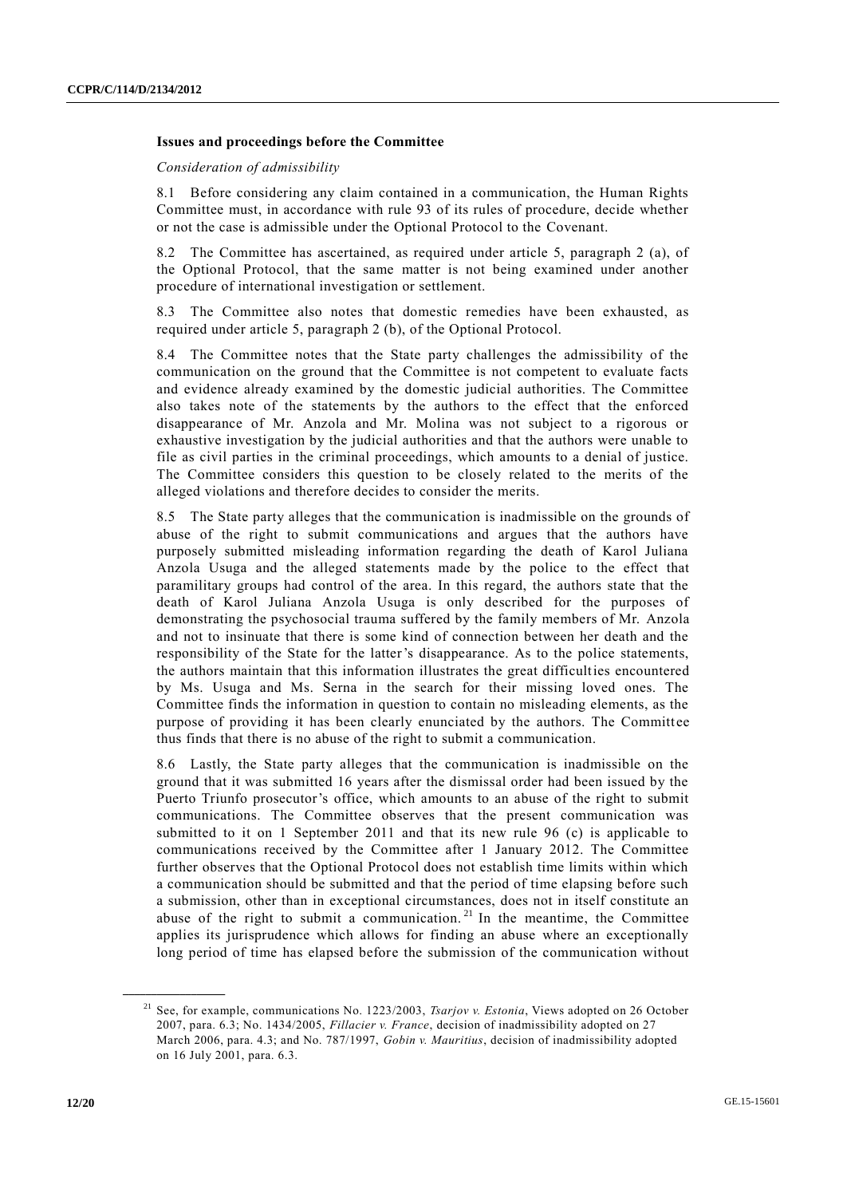**Issues and proceedings before the Committee**

*Consideration of admissibility*

8.1 Before considering any claim contained in a communication, the Human Rights Committee must, in accordance with rule 93 of its rules of procedure, decide whether or not the case is admissible under the Optional Protocol to the Covenant.

8.2 The Committee has ascertained, as required under article 5, paragraph 2 (a), of the Optional Protocol, that the same matter is not being examined under another procedure of international investigation or settlement.

8.3 The Committee also notes that domestic remedies have been exhausted, as required under article 5, paragraph 2 (b), of the Optional Protocol.

8.4 The Committee notes that the State party challenges the admissibility of the communication on the ground that the Committee is not competent to evaluate facts and evidence already examined by the domestic judicial authorities. The Committee also takes note of the statements by the authors to the effect that the enforced disappearance of Mr. Anzola and Mr. Molina was not subject to a rigorous or exhaustive investigation by the judicial authorities and that the authors were unable to file as civil parties in the criminal proceedings, which amounts to a denial of justice. The Committee considers this question to be closely related to the merits of the alleged violations and therefore decides to consider the merits.

8.5 The State party alleges that the communication is inadmissible on the grounds of abuse of the right to submit communications and argues that the authors have purposely submitted misleading information regarding the death of Karol Juliana Anzola Usuga and the alleged statements made by the police to the effect that paramilitary groups had control of the area. In this regard, the authors state that the death of Karol Juliana Anzola Usuga is only described for the purposes of demonstrating the psychosocial trauma suffered by the family members of Mr. Anzola and not to insinuate that there is some kind of connection between her death and the responsibility of the State for the latter's disappearance. As to the police statements, the authors maintain that this information illustrates the great difficulties encountered by Ms. Usuga and Ms. Serna in the search for their missing loved ones. The Committee finds the information in question to contain no misleading elements, as the purpose of providing it has been clearly enunciated by the authors. The Committee thus finds that there is no abuse of the right to submit a communication.

8.6 Lastly, the State party alleges that the communication is inadmissible on the ground that it was submitted 16 years after the dismissal order had been issued by the Puerto Triunfo prosecutor's office, which amounts to an abuse of the right to submit communications. The Committee observes that the present communication was submitted to it on 1 September 2011 and that its new rule 96 (c) is applicable to communications received by the Committee after 1 January 2012. The Committee further observes that the Optional Protocol does not establish time limits within which a communication should be submitted and that the period of time elapsing before such a submission, other than in exceptional circumstances, does not in itself constitute an abuse of the right to submit a communication.[21] In the meantime, the Committee applies its jurisprudence which allows for finding an abuse where an exceptionally long period of time has elapsed before the submission of the communication without

---

[21] See, for example, communications No. 1223/2003, *Tsarjov v. Estonia*, Views adopted on 26 October 2007, para. 6.3; No. 1434/2005, *Fillacier v. France*, decision of inadmissibility adopted on 27 March 2006, para. 4.3; and No. 787/1997, *Gobin v. Mauritius*, decision of inadmissibility adopted on 16 July 2001, para. 6.3.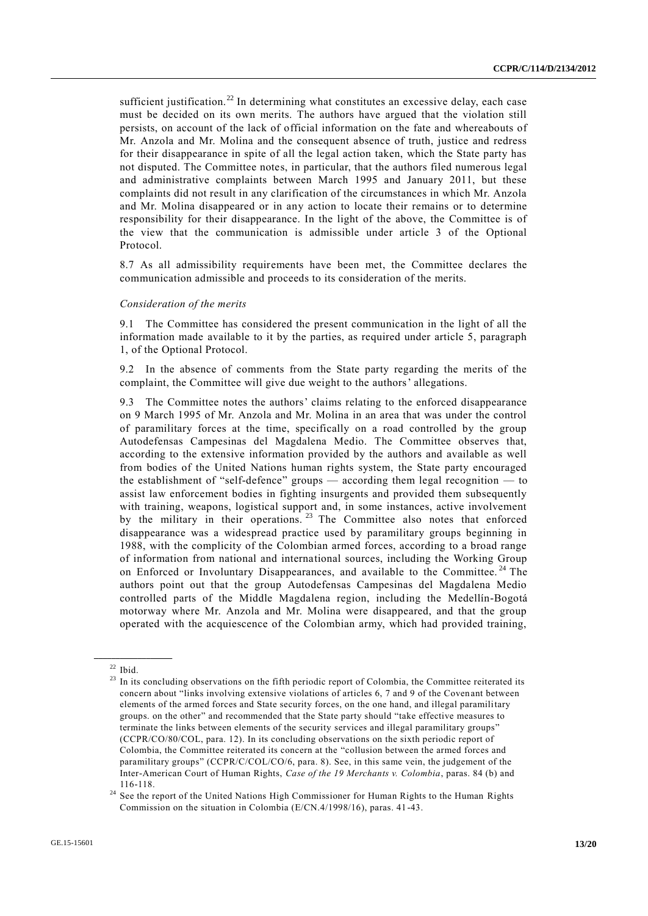sufficient justification.[22] In determining what constitutes an excessive delay, each case must be decided on its own merits. The authors have argued that the violation still persists, on account of the lack of official information on the fate and whereabouts of Mr. Anzola and Mr. Molina and the consequent absence of truth, justice and redress for their disappearance in spite of all the legal action taken, which the State party has not disputed. The Committee notes, in particular, that the authors filed numerous legal and administrative complaints between March 1995 and January 2011, but these complaints did not result in any clarification of the circumstances in which Mr. Anzola and Mr. Molina disappeared or in any action to locate their remains or to determine responsibility for their disappearance. In the light of the above, the Committee is of the view that the communication is admissible under article 3 of the Optional Protocol.

8.7 As all admissibility requirements have been met, the Committee declares the communication admissible and proceeds to its consideration of the merits.

*Consideration of the merits*

9.1 The Committee has considered the present communication in the light of all the information made available to it by the parties, as required under article 5, paragraph 1, of the Optional Protocol.

9.2 In the absence of comments from the State party regarding the merits of the complaint, the Committee will give due weight to the authors' allegations.

9.3 The Committee notes the authors' claims relating to the enforced disappearance on 9 March 1995 of Mr. Anzola and Mr. Molina in an area that was under the control of paramilitary forces at the time, specifically on a road controlled by the group Autodefensas Campesinas del Magdalena Medio. The Committee observes that, according to the extensive information provided by the authors and available as well from bodies of the United Nations human rights system, the State party encouraged the establishment of "self-defence" groups — according them legal recognition — to assist law enforcement bodies in fighting insurgents and provided them subsequently with training, weapons, logistical support and, in some instances, active involvement by the military in their operations.[23] The Committee also notes that enforced disappearance was a widespread practice used by paramilitary groups beginning in 1988, with the complicity of the Colombian armed forces, according to a broad range of information from national and international sources, including the Working Group on Enforced or Involuntary Disappearances, and available to the Committee.[24] The authors point out that the group Autodefensas Campesinas del Magdalena Medio controlled parts of the Middle Magdalena region, including the Medellín-Bogotá motorway where Mr. Anzola and Mr. Molina were disappeared, and that the group operated with the acquiescence of the Colombian army, which had provided training,

---

[22] Ibid.

[23] In its concluding observations on the fifth periodic report of Colombia, the Committee reiterated its concern about "links involving extensive violations of articles 6, 7 and 9 of the Covenant between elements of the armed forces and State security forces, on the one hand, and illegal paramilitary groups. on the other" and recommended that the State party should "take effective measures to terminate the links between elements of the security services and illegal paramilitary groups" (CCPR/CO/80/COL, para. 12). In its concluding observations on the sixth periodic report of Colombia, the Committee reiterated its concern at the "collusion between the armed forces and paramilitary groups" (CCPR/C/COL/CO/6, para. 8). See, in this same vein, the judgement of the Inter-American Court of Human Rights, *Case of the 19 Merchants v. Colombia*, paras. 84 (b) and 116-118.

[24] See the report of the United Nations High Commissioner for Human Rights to the Human Rights Commission on the situation in Colombia (E/CN.4/1998/16), paras. 41-43.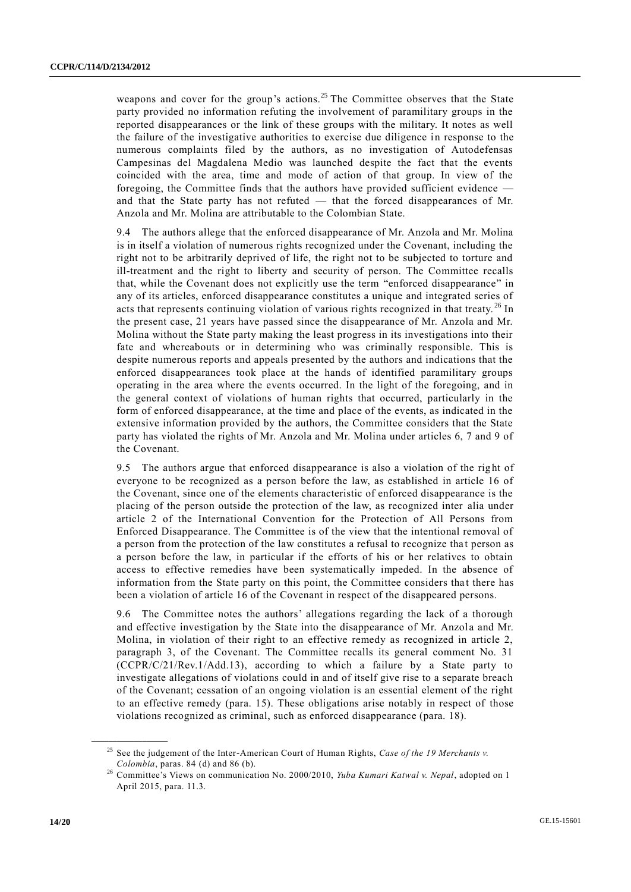weapons and cover for the group's actions.[25] The Committee observes that the State party provided no information refuting the involvement of paramilitary groups in the reported disappearances or the link of these groups with the military. It notes as well the failure of the investigative authorities to exercise due diligence in response to the numerous complaints filed by the authors, as no investigation of Autodefensas Campesinas del Magdalena Medio was launched despite the fact that the events coincided with the area, time and mode of action of that group. In view of the foregoing, the Committee finds that the authors have provided sufficient evidence — and that the State party has not refuted — that the forced disappearances of Mr. Anzola and Mr. Molina are attributable to the Colombian State.

9.4 The authors allege that the enforced disappearance of Mr. Anzola and Mr. Molina is in itself a violation of numerous rights recognized under the Covenant, including the right not to be arbitrarily deprived of life, the right not to be subjected to torture and ill-treatment and the right to liberty and security of person. The Committee recalls that, while the Covenant does not explicitly use the term "enforced disappearance" in any of its articles, enforced disappearance constitutes a unique and integrated series of acts that represents continuing violation of various rights recognized in that treaty.[26] In the present case, 21 years have passed since the disappearance of Mr. Anzola and Mr. Molina without the State party making the least progress in its investigations into their fate and whereabouts or in determining who was criminally responsible. This is despite numerous reports and appeals presented by the authors and indications that the enforced disappearances took place at the hands of identified paramilitary groups operating in the area where the events occurred. In the light of the foregoing, and in the general context of violations of human rights that occurred, particularly in the form of enforced disappearance, at the time and place of the events, as indicated in the extensive information provided by the authors, the Committee considers that the State party has violated the rights of Mr. Anzola and Mr. Molina under articles 6, 7 and 9 of the Covenant.

9.5 The authors argue that enforced disappearance is also a violation of the right of everyone to be recognized as a person before the law, as established in article 16 of the Covenant, since one of the elements characteristic of enforced disappearance is the placing of the person outside the protection of the law, as recognized inter alia under article 2 of the International Convention for the Protection of All Persons from Enforced Disappearance. The Committee is of the view that the intentional removal of a person from the protection of the law constitutes a refusal to recognize that person as a person before the law, in particular if the efforts of his or her relatives to obtain access to effective remedies have been systematically impeded. In the absence of information from the State party on this point, the Committee considers that there has been a violation of article 16 of the Covenant in respect of the disappeared persons.

9.6 The Committee notes the authors' allegations regarding the lack of a thorough and effective investigation by the State into the disappearance of Mr. Anzola and Mr. Molina, in violation of their right to an effective remedy as recognized in article 2, paragraph 3, of the Covenant. The Committee recalls its general comment No. 31 (CCPR/C/21/Rev.1/Add.13), according to which a failure by a State party to investigate allegations of violations could in and of itself give rise to a separate breach of the Covenant; cessation of an ongoing violation is an essential element of the right to an effective remedy (para. 15). These obligations arise notably in respect of those violations recognized as criminal, such as enforced disappearance (para. 18).

---

[25] See the judgement of the Inter-American Court of Human Rights, *Case of the 19 Merchants v. Colombia*, paras. 84 (d) and 86 (b).

[26] Committee's Views on communication No. 2000/2010, *Yuba Kumari Katwal v. Nepal*, adopted on 1 April 2015, para. 11.3.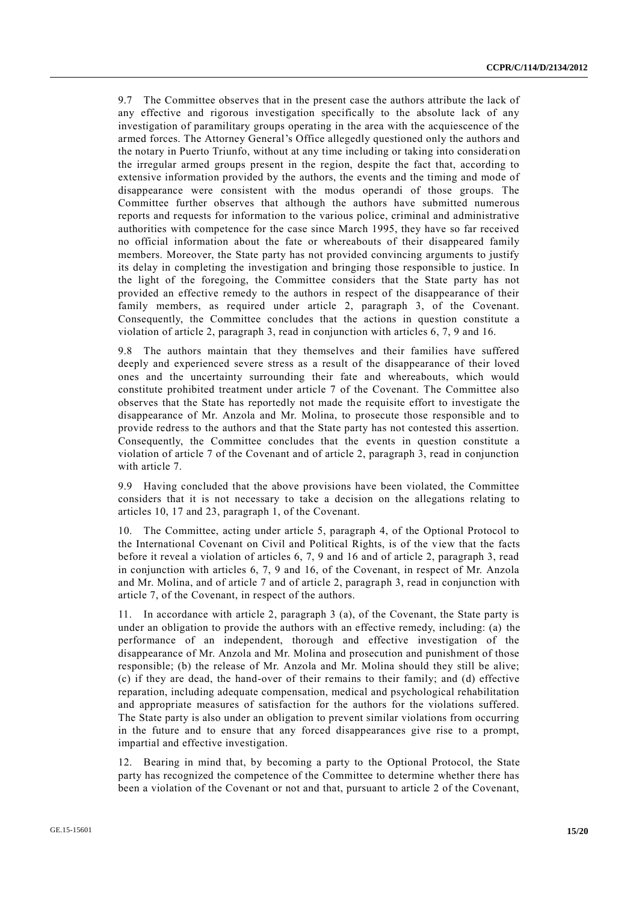9.7 The Committee observes that in the present case the authors attribute the lack of any effective and rigorous investigation specifically to the absolute lack of any investigation of paramilitary groups operating in the area with the acquiescence of the armed forces. The Attorney General's Office allegedly questioned only the authors and the notary in Puerto Triunfo, without at any time including or taking into consideration the irregular armed groups present in the region, despite the fact that, according to extensive information provided by the authors, the events and the timing and mode of disappearance were consistent with the modus operandi of those groups. The Committee further observes that although the authors have submitted numerous reports and requests for information to the various police, criminal and administrative authorities with competence for the case since March 1995, they have so far received no official information about the fate or whereabouts of their disappeared family members. Moreover, the State party has not provided convincing arguments to justify its delay in completing the investigation and bringing those responsible to justice. In the light of the foregoing, the Committee considers that the State party has not provided an effective remedy to the authors in respect of the disappearance of their family members, as required under article 2, paragraph 3, of the Covenant. Consequently, the Committee concludes that the actions in question constitute a violation of article 2, paragraph 3, read in conjunction with articles 6, 7, 9 and 16.

9.8 The authors maintain that they themselves and their families have suffered deeply and experienced severe stress as a result of the disappearance of their loved ones and the uncertainty surrounding their fate and whereabouts, which would constitute prohibited treatment under article 7 of the Covenant. The Committee also observes that the State has reportedly not made the requisite effort to investigate the disappearance of Mr. Anzola and Mr. Molina, to prosecute those responsible and to provide redress to the authors and that the State party has not contested this assertion. Consequently, the Committee concludes that the events in question constitute a violation of article 7 of the Covenant and of article 2, paragraph 3, read in conjunction with article 7.

9.9 Having concluded that the above provisions have been violated, the Committee considers that it is not necessary to take a decision on the allegations relating to articles 10, 17 and 23, paragraph 1, of the Covenant.

10. The Committee, acting under article 5, paragraph 4, of the Optional Protocol to the International Covenant on Civil and Political Rights, is of the view that the facts before it reveal a violation of articles 6, 7, 9 and 16 and of article 2, paragraph 3, read in conjunction with articles 6, 7, 9 and 16, of the Covenant, in respect of Mr. Anzola and Mr. Molina, and of article 7 and of article 2, paragraph 3, read in conjunction with article 7, of the Covenant, in respect of the authors.

11. In accordance with article 2, paragraph 3 (a), of the Covenant, the State party is under an obligation to provide the authors with an effective remedy, including: (a) the performance of an independent, thorough and effective investigation of the disappearance of Mr. Anzola and Mr. Molina and prosecution and punishment of those responsible; (b) the release of Mr. Anzola and Mr. Molina should they still be alive; (c) if they are dead, the hand-over of their remains to their family; and (d) effective reparation, including adequate compensation, medical and psychological rehabilitation and appropriate measures of satisfaction for the authors for the violations suffered. The State party is also under an obligation to prevent similar violations from occurring in the future and to ensure that any forced disappearances give rise to a prompt, impartial and effective investigation.

12. Bearing in mind that, by becoming a party to the Optional Protocol, the State party has recognized the competence of the Committee to determine whether there has been a violation of the Covenant or not and that, pursuant to article 2 of the Covenant,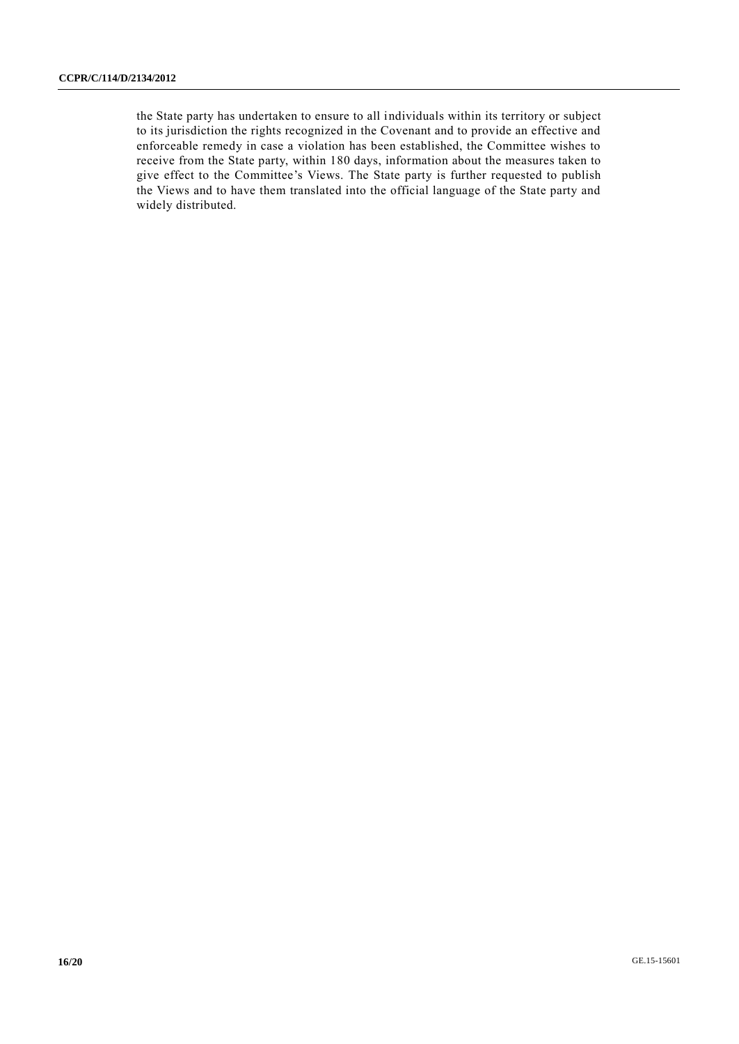the State party has undertaken to ensure to all individuals within its territory or subject to its jurisdiction the rights recognized in the Covenant and to provide an effective and enforceable remedy in case a violation has been established, the Committee wishes to receive from the State party, within 180 days, information about the measures taken to give effect to the Committee's Views. The State party is further requested to publish the Views and to have them translated into the official language of the State party and widely distributed.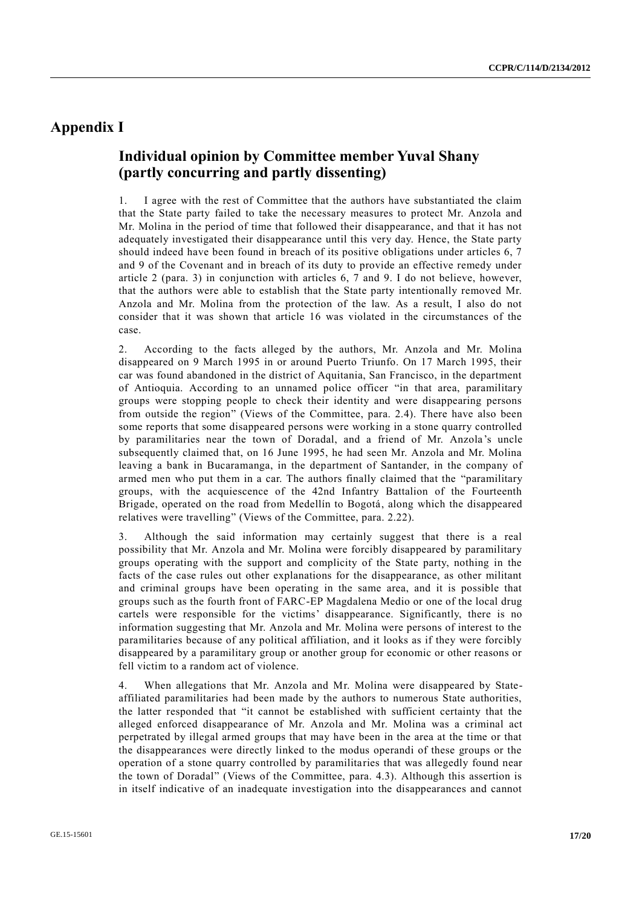# Appendix I

## Individual opinion by Committee member Yuval Shany (partly concurring and partly dissenting)

1. I agree with the rest of Committee that the authors have substantiated the claim that the State party failed to take the necessary measures to protect Mr. Anzola and Mr. Molina in the period of time that followed their disappearance, and that it has not adequately investigated their disappearance until this very day. Hence, the State party should indeed have been found in breach of its positive obligations under articles 6, 7 and 9 of the Covenant and in breach of its duty to provide an effective remedy under article 2 (para. 3) in conjunction with articles 6, 7 and 9. I do not believe, however, that the authors were able to establish that the State party intentionally removed Mr. Anzola and Mr. Molina from the protection of the law. As a result, I also do not consider that it was shown that article 16 was violated in the circumstances of the case.

2. According to the facts alleged by the authors, Mr. Anzola and Mr. Molina disappeared on 9 March 1995 in or around Puerto Triunfo. On 17 March 1995, their car was found abandoned in the district of Aquitania, San Francisco, in the department of Antioquia. According to an unnamed police officer "in that area, paramilitary groups were stopping people to check their identity and were disappearing persons from outside the region" (Views of the Committee, para. 2.4). There have also been some reports that some disappeared persons were working in a stone quarry controlled by paramilitaries near the town of Doradal, and a friend of Mr. Anzola's uncle subsequently claimed that, on 16 June 1995, he had seen Mr. Anzola and Mr. Molina leaving a bank in Bucaramanga, in the department of Santander, in the company of armed men who put them in a car. The authors finally claimed that the "paramilitary groups, with the acquiescence of the 42nd Infantry Battalion of the Fourteenth Brigade, operated on the road from Medellín to Bogotá, along which the disappeared relatives were travelling" (Views of the Committee, para. 2.22).

3. Although the said information may certainly suggest that there is a real possibility that Mr. Anzola and Mr. Molina were forcibly disappeared by paramilitary groups operating with the support and complicity of the State party, nothing in the facts of the case rules out other explanations for the disappearance, as other militant and criminal groups have been operating in the same area, and it is possible that groups such as the fourth front of FARC-EP Magdalena Medio or one of the local drug cartels were responsible for the victims' disappearance. Significantly, there is no information suggesting that Mr. Anzola and Mr. Molina were persons of interest to the paramilitaries because of any political affiliation, and it looks as if they were forcibly disappeared by a paramilitary group or another group for economic or other reasons or fell victim to a random act of violence.

4. When allegations that Mr. Anzola and Mr. Molina were disappeared by State-affiliated paramilitaries had been made by the authors to numerous State authorities, the latter responded that "it cannot be established with sufficient certainty that the alleged enforced disappearance of Mr. Anzola and Mr. Molina was a criminal act perpetrated by illegal armed groups that may have been in the area at the time or that the disappearances were directly linked to the modus operandi of these groups or the operation of a stone quarry controlled by paramilitaries that was allegedly found near the town of Doradal" (Views of the Committee, para. 4.3). Although this assertion is in itself indicative of an inadequate investigation into the disappearances and cannot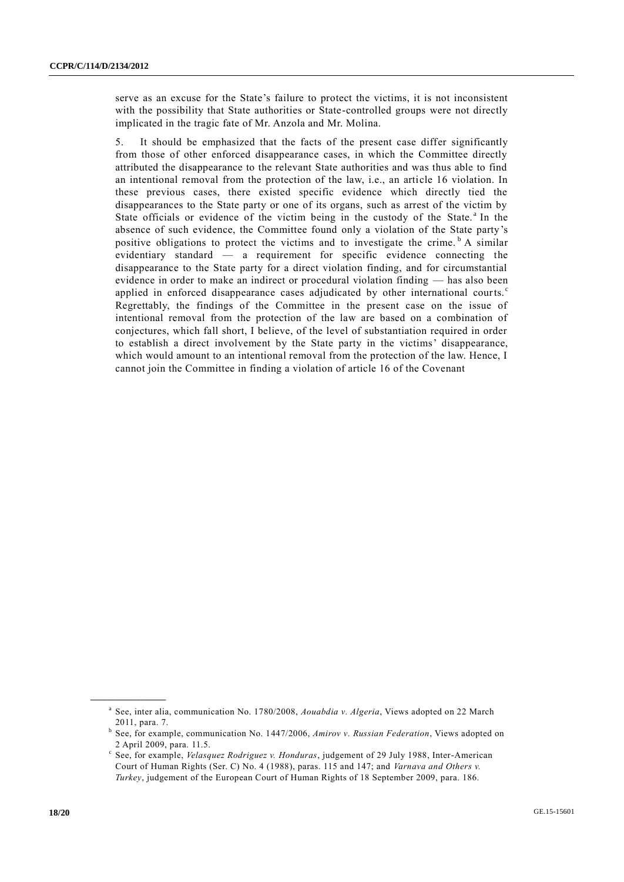serve as an excuse for the State's failure to protect the victims, it is not inconsistent with the possibility that State authorities or State-controlled groups were not directly implicated in the tragic fate of Mr. Anzola and Mr. Molina.

5. It should be emphasized that the facts of the present case differ significantly from those of other enforced disappearance cases, in which the Committee directly attributed the disappearance to the relevant State authorities and was thus able to find an intentional removal from the protection of the law, i.e., an article 16 violation. In these previous cases, there existed specific evidence which directly tied the disappearances to the State party or one of its organs, such as arrest of the victim by State officials or evidence of the victim being in the custody of the State.[a] In the absence of such evidence, the Committee found only a violation of the State party's positive obligations to protect the victims and to investigate the crime.[b] A similar evidentiary standard — a requirement for specific evidence connecting the disappearance to the State party for a direct violation finding, and for circumstantial evidence in order to make an indirect or procedural violation finding — has also been applied in enforced disappearance cases adjudicated by other international courts.[c] Regrettably, the findings of the Committee in the present case on the issue of intentional removal from the protection of the law are based on a combination of conjectures, which fall short, I believe, of the level of substantiation required in order to establish a direct involvement by the State party in the victims' disappearance, which would amount to an intentional removal from the protection of the law. Hence, I cannot join the Committee in finding a violation of article 16 of the Covenant

---

[a] See, inter alia, communication No. 1780/2008, *Aouabdia v. Algeria*, Views adopted on 22 March 2011, para. 7.

[b] See, for example, communication No. 1447/2006, *Amirov v. Russian Federation*, Views adopted on 2 April 2009, para. 11.5.

[c] See, for example, *Velasquez Rodriguez v. Honduras*, judgement of 29 July 1988, Inter-American Court of Human Rights (Ser. C) No. 4 (1988), paras. 115 and 147; and *Varnava and Others v. Turkey*, judgement of the European Court of Human Rights of 18 September 2009, para. 186.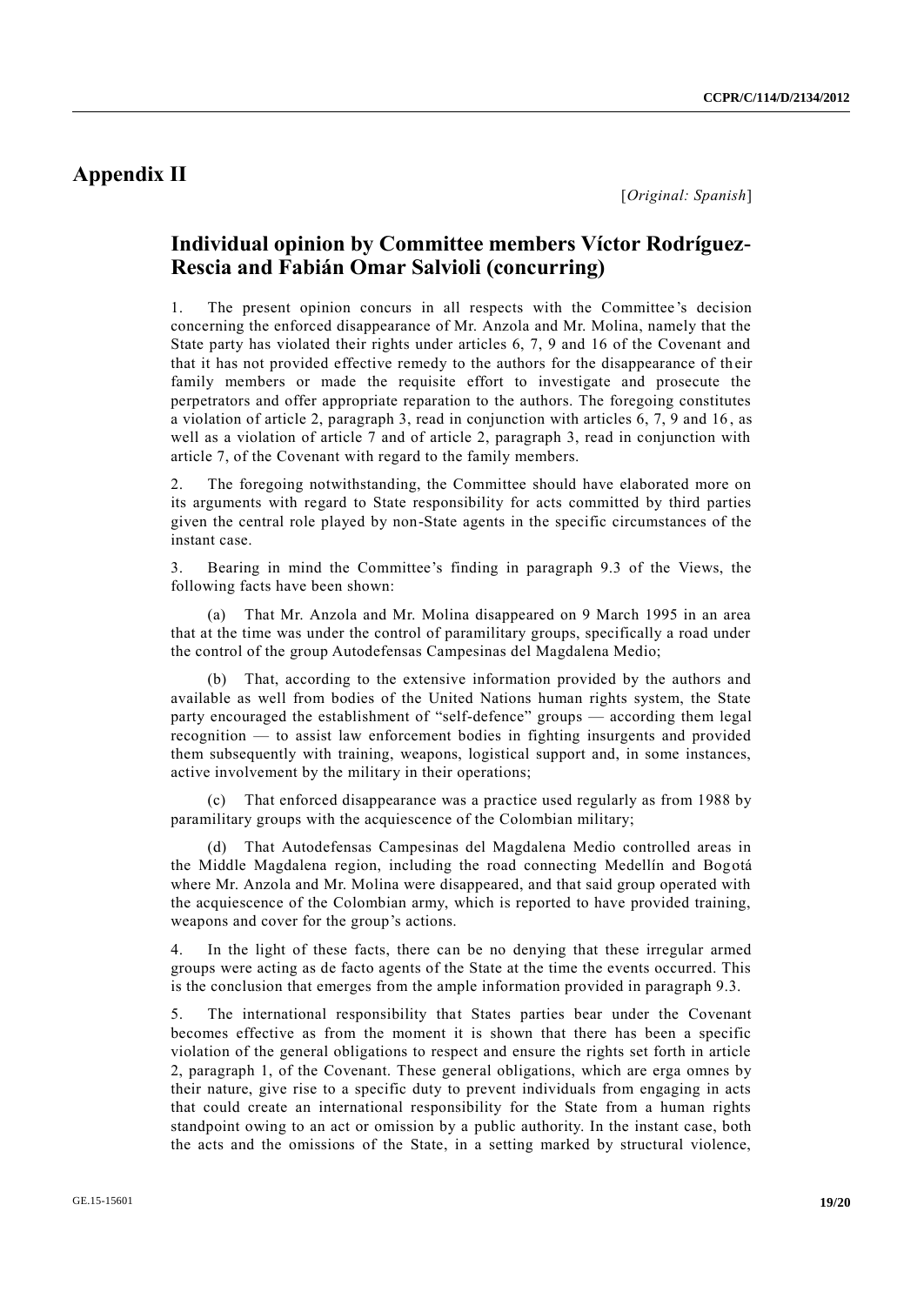# Appendix II

[*Original: Spanish*]

## Individual opinion by Committee members Víctor Rodríguez-Rescia and Fabián Omar Salvioli (concurring)

1. The present opinion concurs in all respects with the Committee's decision concerning the enforced disappearance of Mr. Anzola and Mr. Molina, namely that the State party has violated their rights under articles 6, 7, 9 and 16 of the Covenant and that it has not provided effective remedy to the authors for the disappearance of their family members or made the requisite effort to investigate and prosecute the perpetrators and offer appropriate reparation to the authors. The foregoing constitutes a violation of article 2, paragraph 3, read in conjunction with articles 6, 7, 9 and 16, as well as a violation of article 7 and of article 2, paragraph 3, read in conjunction with article 7, of the Covenant with regard to the family members.

2. The foregoing notwithstanding, the Committee should have elaborated more on its arguments with regard to State responsibility for acts committed by third parties given the central role played by non-State agents in the specific circumstances of the instant case.

3. Bearing in mind the Committee's finding in paragraph 9.3 of the Views, the following facts have been shown:

(a) That Mr. Anzola and Mr. Molina disappeared on 9 March 1995 in an area that at the time was under the control of paramilitary groups, specifically a road under the control of the group Autodefensas Campesinas del Magdalena Medio;

(b) That, according to the extensive information provided by the authors and available as well from bodies of the United Nations human rights system, the State party encouraged the establishment of "self-defence" groups — according them legal recognition — to assist law enforcement bodies in fighting insurgents and provided them subsequently with training, weapons, logistical support and, in some instances, active involvement by the military in their operations;

(c) That enforced disappearance was a practice used regularly as from 1988 by paramilitary groups with the acquiescence of the Colombian military;

(d) That Autodefensas Campesinas del Magdalena Medio controlled areas in the Middle Magdalena region, including the road connecting Medellín and Bogotá where Mr. Anzola and Mr. Molina were disappeared, and that said group operated with the acquiescence of the Colombian army, which is reported to have provided training, weapons and cover for the group's actions.

4. In the light of these facts, there can be no denying that these irregular armed groups were acting as de facto agents of the State at the time the events occurred. This is the conclusion that emerges from the ample information provided in paragraph 9.3.

5. The international responsibility that States parties bear under the Covenant becomes effective as from the moment it is shown that there has been a specific violation of the general obligations to respect and ensure the rights set forth in article 2, paragraph 1, of the Covenant. These general obligations, which are erga omnes by their nature, give rise to a specific duty to prevent individuals from engaging in acts that could create an international responsibility for the State from a human rights standpoint owing to an act or omission by a public authority. In the instant case, both the acts and the omissions of the State, in a setting marked by structural violence,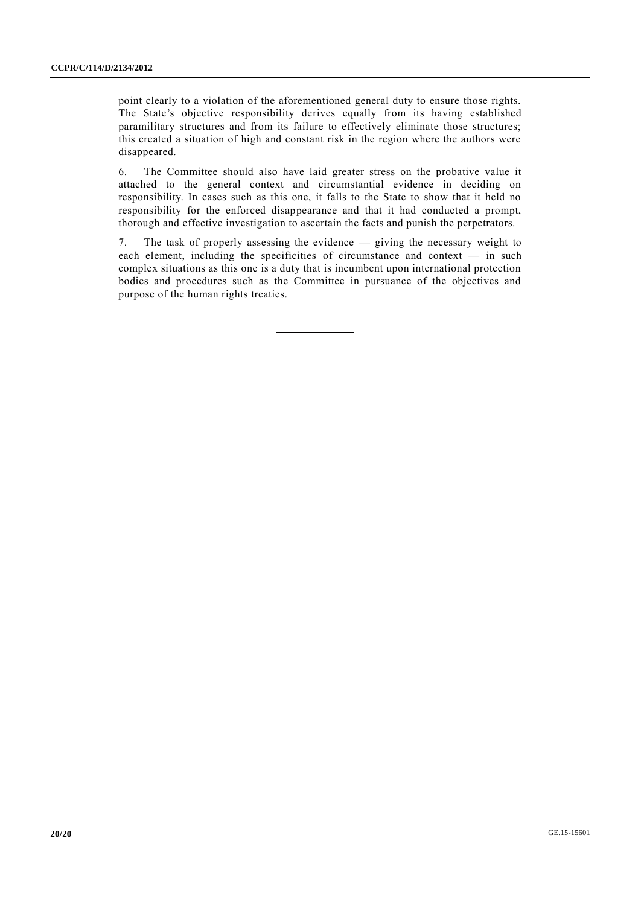point clearly to a violation of the aforementioned general duty to ensure those rights. The State's objective responsibility derives equally from its having established paramilitary structures and from its failure to effectively eliminate those structures; this created a situation of high and constant risk in the region where the authors were disappeared.

6. The Committee should also have laid greater stress on the probative value it attached to the general context and circumstantial evidence in deciding on responsibility. In cases such as this one, it falls to the State to show that it held no responsibility for the enforced disappearance and that it had conducted a prompt, thorough and effective investigation to ascertain the facts and punish the perpetrators.

7. The task of properly assessing the evidence — giving the necessary weight to each element, including the specificities of circumstance and context — in such complex situations as this one is a duty that is incumbent upon international protection bodies and procedures such as the Committee in pursuance of the objectives and purpose of the human rights treaties.